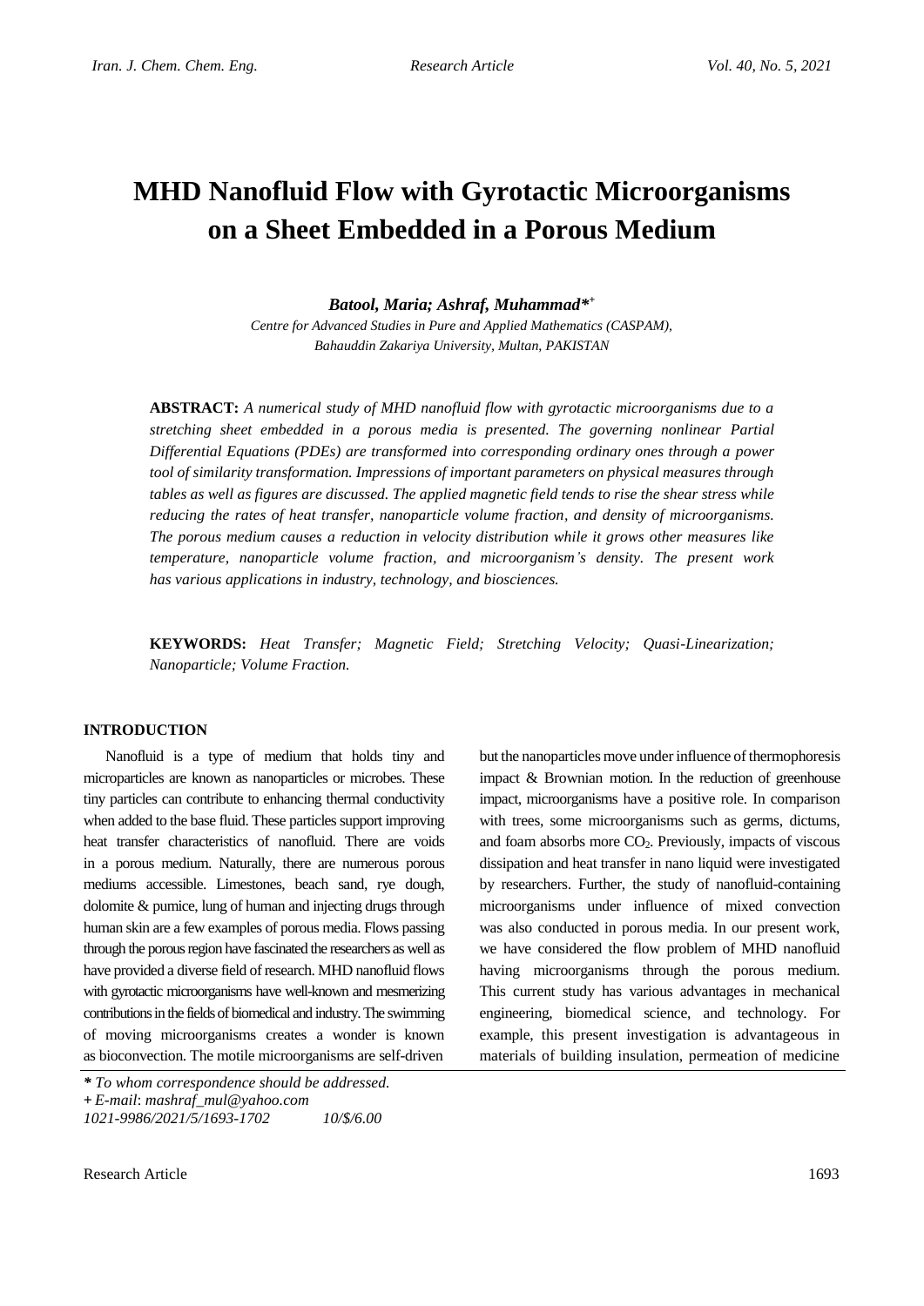# MHD Nanofluid Flow with Gyrotactic Microorganisms on a Sheet Embedded in a Porous Medium

***Batool, Maria; Ashraf, Muhammad****[+]

*Centre for Advanced Studies in Pure and Applied Mathematics (CASPAM), Bahauddin Zakariya University, Multan, PAKISTAN*

**ABSTRACT:** *A numerical study of MHD nanofluid flow with gyrotactic microorganisms due to a stretching sheet embedded in a porous media is presented. The governing nonlinear Partial Differential Equations (PDEs) are transformed into corresponding ordinary ones through a power tool of similarity transformation. Impressions of important parameters on physical measures through tables as well as figures are discussed. The applied magnetic field tends to rise the shear stress while reducing the rates of heat transfer, nanoparticle volume fraction, and density of microorganisms. The porous medium causes a reduction in velocity distribution while it grows other measures like temperature, nanoparticle volume fraction, and microorganism's density. The present work has various applications in industry, technology, and biosciences.*

**KEYWORDS:** *Heat Transfer; Magnetic Field; Stretching Velocity; Quasi-Linearization; Nanoparticle; Volume Fraction.*

## INTRODUCTION

Nanofluid is a type of medium that holds tiny and microparticles are known as nanoparticles or microbes. These tiny particles can contribute to enhancing thermal conductivity when added to the base fluid. These particles support improving heat transfer characteristics of nanofluid. There are voids in a porous medium. Naturally, there are numerous porous mediums accessible. Limestones, beach sand, rye dough, dolomite & pumice, lung of human and injecting drugs through human skin are a few examples of porous media. Flows passing through the porous region have fascinated the researchers as well as have provided a diverse field of research. MHD nanofluid flows with gyrotactic microorganisms have well-known and mesmerizing contributions in the fields of biomedical and industry. The swimming of moving microorganisms creates a wonder is known as bioconvection. The motile microorganisms are self-driven but the nanoparticles move under influence of thermophoresis impact & Brownian motion. In the reduction of greenhouse impact, microorganisms have a positive role. In comparison with trees, some microorganisms such as germs, dictums, and foam absorbs more $CO_2$. Previously, impacts of viscous dissipation and heat transfer in nano liquid were investigated by researchers. Further, the study of nanofluid-containing microorganisms under influence of mixed convection was also conducted in porous media. In our present work, we have considered the flow problem of MHD nanofluid having microorganisms through the porous medium. This current study has various advantages in mechanical engineering, biomedical science, and technology. For example, this present investigation is advantageous in materials of building insulation, permeation of medicine

*\* To whom correspondence should be addressed.*
*+ E-mail: mashraf_mul@yahoo.com*
*1021-9986/2021/5/1693-1702 10/$/6.00*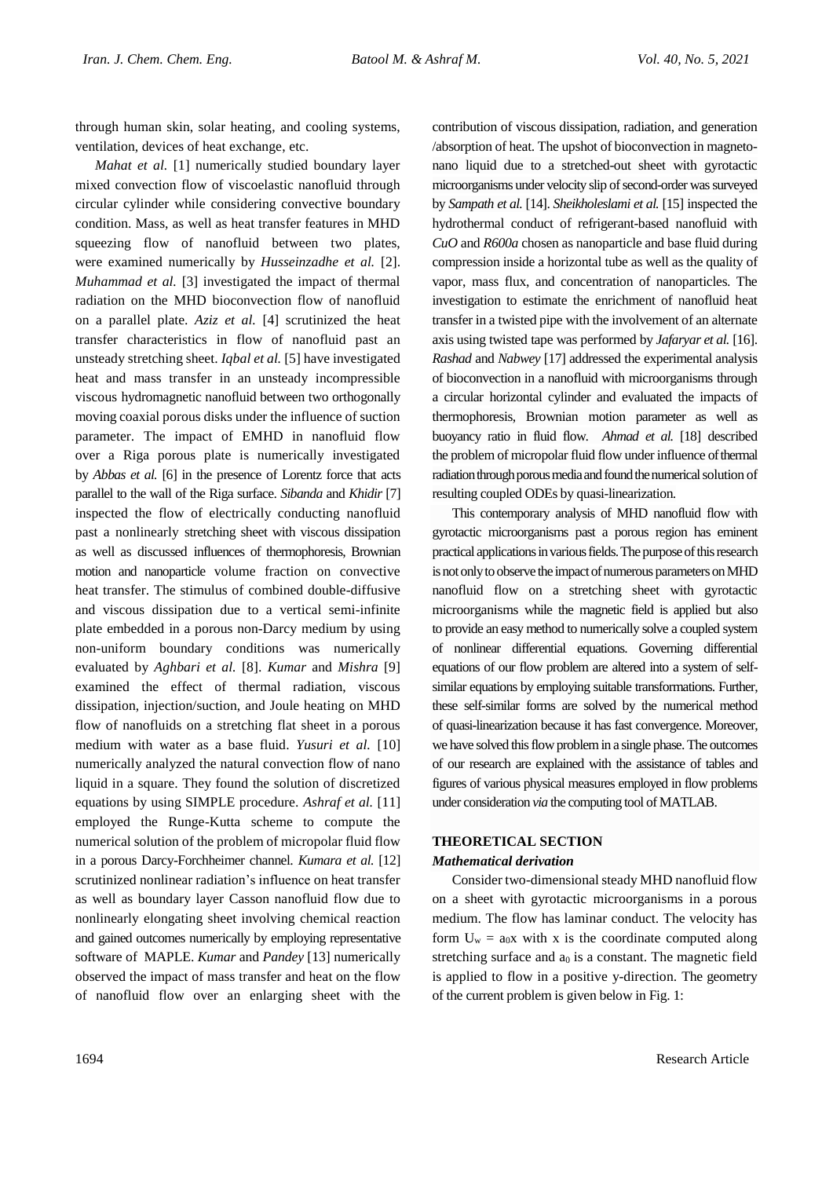through human skin, solar heating, and cooling systems, ventilation, devices of heat exchange, etc.

*Mahat et al.* [1] numerically studied boundary layer mixed convection flow of viscoelastic nanofluid through circular cylinder while considering convective boundary condition. Mass, as well as heat transfer features in MHD squeezing flow of nanofluid between two plates, were examined numerically by *Husseinzadhe et al.* [2]. *Muhammad et al.* [3] investigated the impact of thermal radiation on the MHD bioconvection flow of nanofluid on a parallel plate. *Aziz et al.* [4] scrutinized the heat transfer characteristics in flow of nanofluid past an unsteady stretching sheet. *Iqbal et al.* [5] have investigated heat and mass transfer in an unsteady incompressible viscous hydromagnetic nanofluid between two orthogonally moving coaxial porous disks under the influence of suction parameter. The impact of EMHD in nanofluid flow over a Riga porous plate is numerically investigated by *Abbas et al.* [6] in the presence of Lorentz force that acts parallel to the wall of the Riga surface. *Sibanda* and *Khidir* [7] inspected the flow of electrically conducting nanofluid past a nonlinearly stretching sheet with viscous dissipation as well as discussed influences of thermophoresis, Brownian motion and nanoparticle volume fraction on convective heat transfer. The stimulus of combined double-diffusive and viscous dissipation due to a vertical semi-infinite plate embedded in a porous non-Darcy medium by using non-uniform boundary conditions was numerically evaluated by *Aghbari et al.* [8]. *Kumar* and *Mishra* [9] examined the effect of thermal radiation, viscous dissipation, injection/suction, and Joule heating on MHD flow of nanofluids on a stretching flat sheet in a porous medium with water as a base fluid. *Yusuri et al.* [10] numerically analyzed the natural convection flow of nano liquid in a square. They found the solution of discretized equations by using SIMPLE procedure. *Ashraf et al.* [11] employed the Runge-Kutta scheme to compute the numerical solution of the problem of micropolar fluid flow in a porous Darcy-Forchheimer channel. *Kumara et al.* [12] scrutinized nonlinear radiation's influence on heat transfer as well as boundary layer Casson nanofluid flow due to nonlinearly elongating sheet involving chemical reaction and gained outcomes numerically by employing representative software of MAPLE. *Kumar* and *Pandey* [13] numerically observed the impact of mass transfer and heat on the flow of nanofluid flow over an enlarging sheet with the contribution of viscous dissipation, radiation, and generation /absorption of heat. The upshot of bioconvection in magneto-nano liquid due to a stretched-out sheet with gyrotactic microorganisms under velocity slip of second-order was surveyed by *Sampath et al.* [14]. *Sheikholeslami et al.* [15] inspected the hydrothermal conduct of refrigerant-based nanofluid with *CuO* and *R600a* chosen as nanoparticle and base fluid during compression inside a horizontal tube as well as the quality of vapor, mass flux, and concentration of nanoparticles. The investigation to estimate the enrichment of nanofluid heat transfer in a twisted pipe with the involvement of an alternate axis using twisted tape was performed by *Jafaryar et al.* [16]. *Rashad* and *Nabwey* [17] addressed the experimental analysis of bioconvection in a nanofluid with microorganisms through a circular horizontal cylinder and evaluated the impacts of thermophoresis, Brownian motion parameter as well as buoyancy ratio in fluid flow. *Ahmad et al.* [18] described the problem of micropolar fluid flow under influence of thermal radiation through porous media and found the numerical solution of resulting coupled ODEs by quasi-linearization.

This contemporary analysis of MHD nanofluid flow with gyrotactic microorganisms past a porous region has eminent practical applications in various fields. The purpose of this research is not only to observe the impact of numerous parameters on MHD nanofluid flow on a stretching sheet with gyrotactic microorganisms while the magnetic field is applied but also to provide an easy method to numerically solve a coupled system of nonlinear differential equations. Governing differential equations of our flow problem are altered into a system of self-similar equations by employing suitable transformations. Further, these self-similar forms are solved by the numerical method of quasi-linearization because it has fast convergence. Moreover, we have solved this flow problem in a single phase. The outcomes of our research are explained with the assistance of tables and figures of various physical measures employed in flow problems under consideration *via* the computing tool of MATLAB.

## THEORETICAL SECTION

### *Mathematical derivation*

Consider two-dimensional steady MHD nanofluid flow on a sheet with gyrotactic microorganisms in a porous medium. The flow has laminar conduct. The velocity has form $U_w = a_0 x$ with x is the coordinate computed along stretching surface and $a_0$ is a constant. The magnetic field is applied to flow in a positive y-direction. The geometry of the current problem is given below in Fig. 1: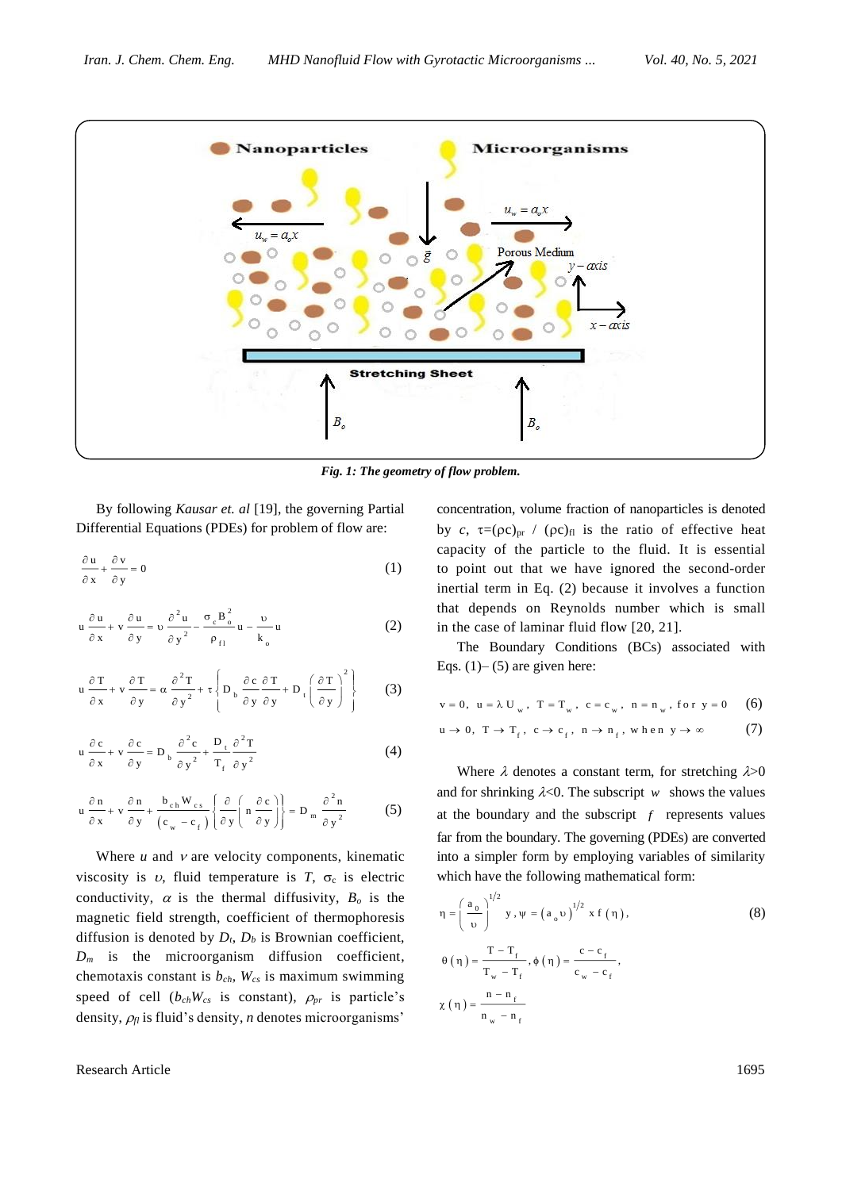Fig. 1: The geometry of flow problem.

By following *Kausar et. al* [19], the governing Partial Differential Equations (PDEs) for problem of flow are:

$$\frac{\partial u}{\partial x}+\frac{\partial v}{\partial y}=0 \tag{1}$$

$$u\frac{\partial u}{\partial x}+v\frac{\partial u}{\partial y}=\upsilon\frac{\partial^2 u}{\partial y^2}-\frac{\sigma_c B_o^2}{\rho_{fl}}u-\frac{\upsilon}{k_o}u \tag{2}$$

$$u\frac{\partial T}{\partial x}+v\frac{\partial T}{\partial y}=\alpha\frac{\partial^2 T}{\partial y^2}+\tau\left\{D_b\frac{\partial c}{\partial y}\frac{\partial T}{\partial y}+D_t\left(\frac{\partial T}{\partial y}\right)^2\right\} \tag{3}$$

$$u\frac{\partial c}{\partial x}+v\frac{\partial c}{\partial y}=D_b\frac{\partial^2 c}{\partial y^2}+\frac{D_t}{T_f}\frac{\partial^2 T}{\partial y^2} \tag{4}$$

$$u\frac{\partial n}{\partial x}+v\frac{\partial n}{\partial y}+\frac{b_{ch}W_{cs}}{(c_w-c_f)}\left\{\frac{\partial}{\partial y}\left(n\frac{\partial c}{\partial y}\right)\right\}=D_m\frac{\partial^2 n}{\partial y^2} \tag{5}$$

Where $u$ and $v$ are velocity components, kinematic viscosity is $\upsilon$, fluid temperature is $T$, $\sigma_c$ is electric conductivity, $\alpha$ is the thermal diffusivity, $B_o$ is the magnetic field strength, coefficient of thermophoresis diffusion is denoted by $D_t$, $D_b$ is Brownian coefficient, $D_m$ is the microorganism diffusion coefficient, chemotaxis constant is $b_{ch}$, $W_{cs}$ is maximum swimming speed of cell ($b_{ch}W_{cs}$ is constant), $\rho_{pr}$ is particle's density, $\rho_{fl}$ is fluid's density, $n$ denotes microorganisms' concentration, volume fraction of nanoparticles is denoted by $c$, $\tau=(\rho c)_{pr}$ / $(\rho c)_{fl}$ is the ratio of effective heat capacity of the particle to the fluid. It is essential to point out that we have ignored the second-order inertial term in Eq. (2) because it involves a function that depends on Reynolds number which is small in the case of laminar fluid flow [20, 21].

The Boundary Conditions (BCs) associated with Eqs. (1)– (5) are given here:

$$v=0,\ u=\lambda U_w,\ T=T_w,\ c=c_w,\ n=n_w,\ \text{for } y=0 \tag{6}$$

$$u\to 0,\ T\to T_f,\ c\to c_f,\ n\to n_f,\ \text{when } y\to\infty \tag{7}$$

Where $\lambda$ denotes a constant term, for stretching $\lambda>0$ and for shrinking $\lambda<0$. The subscript $w$ shows the values at the boundary and the subscript $f$ represents values far from the boundary. The governing (PDEs) are converted into a simpler form by employing variables of similarity which have the following mathematical form:

$$\eta=\left(\frac{a_o}{\upsilon}\right)^{1/2}y,\ \psi=(a_o\upsilon)^{1/2}x f(\eta), \tag{8}$$

$$\theta(\eta)=\frac{T-T_f}{T_w-T_f},\ \phi(\eta)=\frac{c-c_f}{c_w-c_f},$$

$$\chi(\eta)=\frac{n-n_f}{n_w-n_f}$$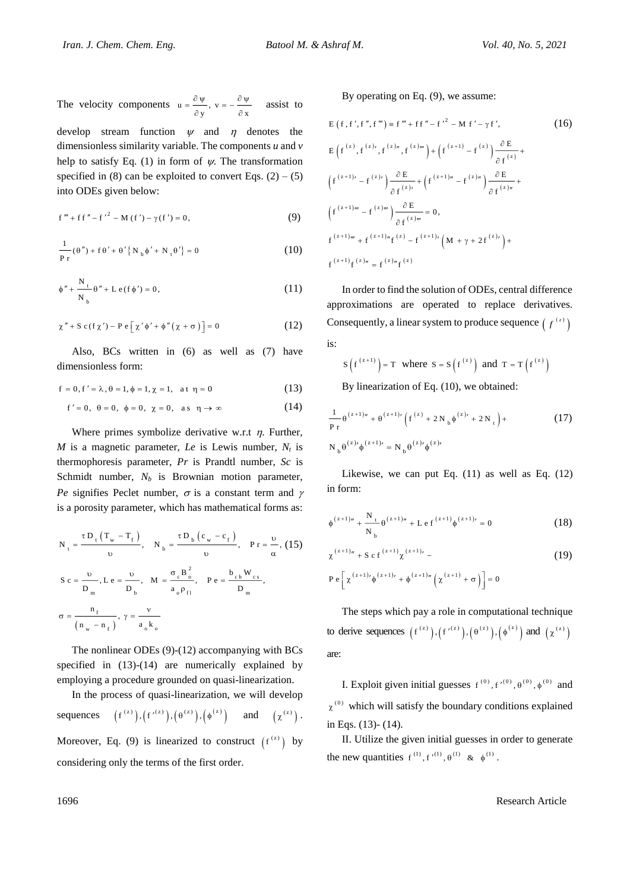The velocity components $u = \frac{\partial \psi}{\partial y},\ v = -\frac{\partial \psi}{\partial x}$ assist to develop stream function $\psi$ and $\eta$ denotes the dimensionless similarity variable. The components *u* and *v* help to satisfy Eq. (1) in form of $\psi$. The transformation specified in (8) can be exploited to convert Eqs. (2) – (5) into ODEs given below:

$$f''' + f f'' - f'^2 - M(f') - \gamma(f') = 0, \tag{9}$$

$$\frac{1}{Pr}(\theta'') + f\theta' + \theta'\{N_b\phi' + N_t\theta'\} = 0 \tag{10}$$

$$\phi'' + \frac{N_t}{N_b}\theta'' + Le(f\phi') = 0, \tag{11}$$

$$\chi'' + Sc(f\chi') - Pe\left[\chi'\phi' + \phi''(\chi + \sigma)\right] = 0 \tag{12}$$

Also, BCs written in (6) as well as (7) have dimensionless form:

$$f = 0, f' = \lambda, \theta = 1, \phi = 1, \chi = 1, \quad at\ \eta = 0 \tag{13}$$

$$f' = 0,\ \theta = 0,\ \phi = 0,\ \chi = 0,\ \ as\ \ \eta \to \infty \tag{14}$$

Where primes symbolize derivative w.r.t $\eta$. Further, $M$ is a magnetic parameter, $Le$ is Lewis number, $N_t$ is thermophoresis parameter, $Pr$ is Prandtl number, $Sc$ is Schmidt number, $N_b$ is Brownian motion parameter, $Pe$ signifies Peclet number, $\sigma$ is a constant term and $\gamma$ is a porosity parameter, which has mathematical forms as:

$$N_t = \frac{\tau D_t\left(T_w - T_f\right)}{\upsilon},\quad N_b = \frac{\tau D_b\left(c_w - c_f\right)}{\upsilon},\quad Pr = \frac{\upsilon}{\alpha}, \tag{15}$$

$$Sc = \frac{\upsilon}{D_m}, Le = \frac{\upsilon}{D_b},\quad M = \frac{\sigma_c B_o^2}{a_o \rho_{fl}},\quad Pe = \frac{b_{ch} W_{cs}}{D_m},$$

$$\sigma = \frac{n_f}{\left(n_w - n_f\right)},\ \gamma = \frac{v}{a_o k_o}$$

The nonlinear ODEs (9)-(12) accompanying with BCs specified in (13)-(14) are numerically explained by employing a procedure grounded on quasi-linearization.

In the process of quasi-linearization, we will develop sequences $\left(f^{(z)}\right), \left(f'^{(z)}\right), \left(\theta^{(z)}\right), \left(\phi^{(z)}\right)$ and $\left(\chi^{(z)}\right)$. Moreover, Eq. (9) is linearized to construct $\left(f^{(z)}\right)$ by considering only the terms of the first order.

By operating on Eq. (9), we assume:

$$E\left(f, f', f'', f'''\right) \equiv f''' + f f'' - f'^2 - M f' - \gamma f', \tag{16}$$

$$E\left(f^{(z)}, f^{(z)\prime}, f^{(z)\prime\prime}, f^{(z)\prime\prime\prime}\right) + \left(f^{(z+1)} - f^{(z)}\right)\frac{\partial E}{\partial f^{(z)}} +$$

$$\left(f^{(z+1)\prime} - f^{(z)\prime}\right)\frac{\partial E}{\partial f^{(z)\prime}} + \left(f^{(z+1)\prime\prime} - f^{(z)\prime\prime}\right)\frac{\partial E}{\partial f^{(z)\prime\prime}} +$$

$$\left(f^{(z+1)\prime\prime\prime} - f^{(z)\prime\prime\prime}\right)\frac{\partial E}{\partial f^{(z)\prime\prime\prime}} = 0,$$

$$f^{(z+1)\prime\prime\prime} + f^{(z+1)\prime\prime}f^{(z)} - f^{(z+1)\prime}\left(M + \gamma + 2f^{(z)\prime}\right) +$$

$$f^{(z+1)}f^{(z)\prime\prime} = f^{(z)\prime\prime}f^{(z)}$$

In order to find the solution of ODEs, central difference approximations are operated to replace derivatives. Consequently, a linear system to produce sequence $\left(f^{(z)}\right)$ is:

$$S\left(f^{(z+1)}\right) = T \quad \text{where} \quad S = S\left(f^{(z)}\right) \text{ and } T = T\left(f^{(z)}\right)$$

By linearization of Eq. (10), we obtained:

$$\frac{1}{Pr}\theta^{(z+1)\prime\prime} + \theta^{(z+1)\prime}\left(f^{(z)} + 2N_b\phi^{(z)\prime} + 2N_t\right) + \tag{17}$$

$$N_b\theta^{(z)\prime}\phi^{(z+1)\prime} = N_b\theta^{(z)\prime}\phi^{(z)\prime}$$

Likewise, we can put Eq. (11) as well as Eq. (12) in form:

$$\phi^{(z+1)\prime\prime} + \frac{N_t}{N_b}\theta^{(z+1)\prime\prime} + Le f^{(z+1)}\phi^{(z+1)\prime} = 0 \tag{18}$$

$$\chi^{(z+1)\prime\prime} + Sc f^{(z+1)}\chi^{(z+1)\prime} - \tag{19}$$

$$Pe\left[\chi^{(z+1)\prime}\phi^{(z+1)\prime} + \phi^{(z+1)\prime\prime}\left(\chi^{(z+1)} + \sigma\right)\right] = 0$$

The steps which pay a role in computational technique to derive sequences $\left(f^{(z)}\right), \left(f'^{(z)}\right), \left(\theta^{(z)}\right), \left(\phi^{(z)}\right)$ and $\left(\chi^{(z)}\right)$ are:

I. Exploit given initial guesses $f^{(0)}, f'^{(0)}, \theta^{(0)}, \phi^{(0)}$ and $\chi^{(0)}$ which will satisfy the boundary conditions explained in Eqs. (13)- (14).

II. Utilize the given initial guesses in order to generate the new quantities $f^{(1)}, f'^{(1)}, \theta^{(1)}$ & $\phi^{(1)}$.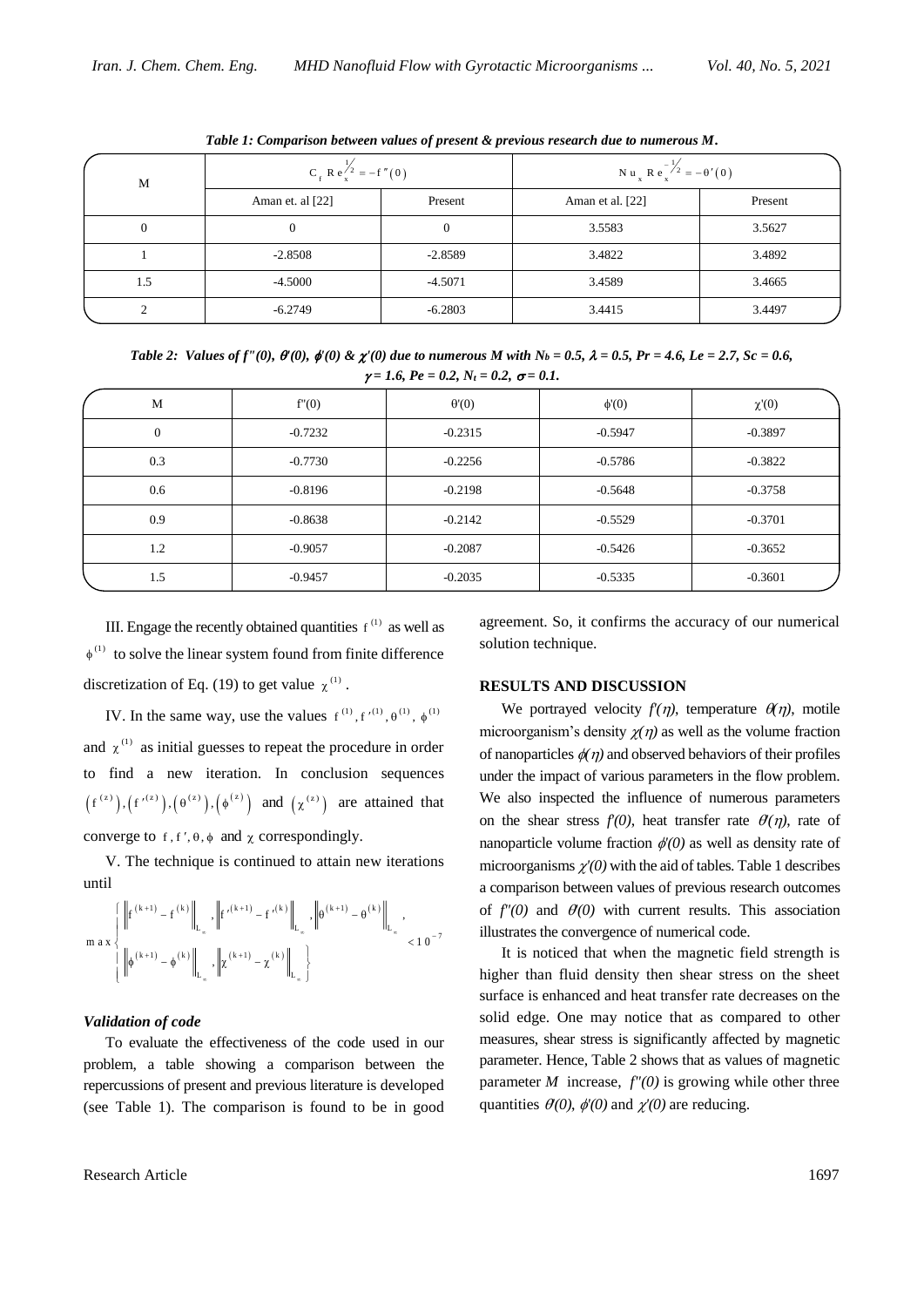*Table 1: Comparison between values of present & previous research due to numerous M.*

| M | $C_f Re_x^{1/2} = -f''(0)$ | | $Nu_x Re_x^{-1/2} = -\theta'(0)$ | |
|---|---|---|---|---|
| | Aman et. al [22] | Present | Aman et al. [22] | Present |
| 0 | 0 | 0 | 3.5583 | 3.5627 |
| 1 | -2.8508 | -2.8589 | 3.4822 | 3.4892 |
| 1.5 | -4.5000 | -4.5071 | 3.4589 | 3.4665 |
| 2 | -6.2749 | -6.2803 | 3.4415 | 3.4497 |

*Table 2: Values of $f''(0)$, $\theta'(0)$, $\phi'(0)$ & $\chi'(0)$ due to numerous M with $N_b = 0.5$, $\lambda = 0.5$, $Pr = 4.6$, $Le = 2.7$, $Sc = 0.6$, $\gamma = 1.6$, $Pe = 0.2$, $N_t = 0.2$, $\sigma = 0.1$.*

| M | f''(0) | θ'(0) | ϕ'(0) | χ'(0) |
|---|---|---|---|---|
| 0 | -0.7232 | -0.2315 | -0.5947 | -0.3897 |
| 0.3 | -0.7730 | -0.2256 | -0.5786 | -0.3822 |
| 0.6 | -0.8196 | -0.2198 | -0.5648 | -0.3758 |
| 0.9 | -0.8638 | -0.2142 | -0.5529 | -0.3701 |
| 1.2 | -0.9057 | -0.2087 | -0.5426 | -0.3652 |
| 1.5 | -0.9457 | -0.2035 | -0.5335 | -0.3601 |

III. Engage the recently obtained quantities $f^{(1)}$ as well as $\phi^{(1)}$ to solve the linear system found from finite difference discretization of Eq. (19) to get value $\chi^{(1)}$.

IV. In the same way, use the values $f^{(1)}, f'^{(1)}, \theta^{(1)}, \phi^{(1)}$ and $\chi^{(1)}$ as initial guesses to repeat the procedure in order to find a new iteration. In conclusion sequences $\left(f^{(z)}\right), \left(f'^{(z)}\right), \left(\theta^{(z)}\right), \left(\phi^{(z)}\right)$ and $\left(\chi^{(z)}\right)$ are attained that converge to $f, f', \theta, \phi$ and $\chi$ correspondingly.

V. The technique is continued to attain new iterations until

$$\max\left\{\begin{array}{l}\left\|f^{(k+1)} - f^{(k)}\right\|_{L_\infty}, \left\|f'^{(k+1)} - f'^{(k)}\right\|_{L_\infty}, \left\|\theta^{(k+1)} - \theta^{(k)}\right\|_{L_\infty}, \\ \left\|\phi^{(k+1)} - \phi^{(k)}\right\|_{L_\infty}, \left\|\chi^{(k+1)} - \chi^{(k)}\right\|_{L_\infty}\end{array}\right\} < 10^{-7}$$

### *Validation of code*

To evaluate the effectiveness of the code used in our problem, a table showing a comparison between the repercussions of present and previous literature is developed (see Table 1). The comparison is found to be in good agreement. So, it confirms the accuracy of our numerical solution technique.

## RESULTS AND DISCUSSION

We portrayed velocity $f'(\eta)$, temperature $\theta(\eta)$, motile microorganism's density $\chi(\eta)$ as well as the volume fraction of nanoparticles $\phi(\eta)$ and observed behaviors of their profiles under the impact of various parameters in the flow problem. We also inspected the influence of numerous parameters on the shear stress $f'(0)$, heat transfer rate $\theta'(\eta)$, rate of nanoparticle volume fraction $\phi'(0)$ as well as density rate of microorganisms $\chi'(0)$ with the aid of tables. Table 1 describes a comparison between values of previous research outcomes of $f''(0)$ and $\theta'(0)$ with current results. This association illustrates the convergence of numerical code.

It is noticed that when the magnetic field strength is higher than fluid density then shear stress on the sheet surface is enhanced and heat transfer rate decreases on the solid edge. One may notice that as compared to other measures, shear stress is significantly affected by magnetic parameter. Hence, Table 2 shows that as values of magnetic parameter $M$ increase, $f''(0)$ is growing while other three quantities $\theta'(0)$, $\phi'(0)$ and $\chi'(0)$ are reducing.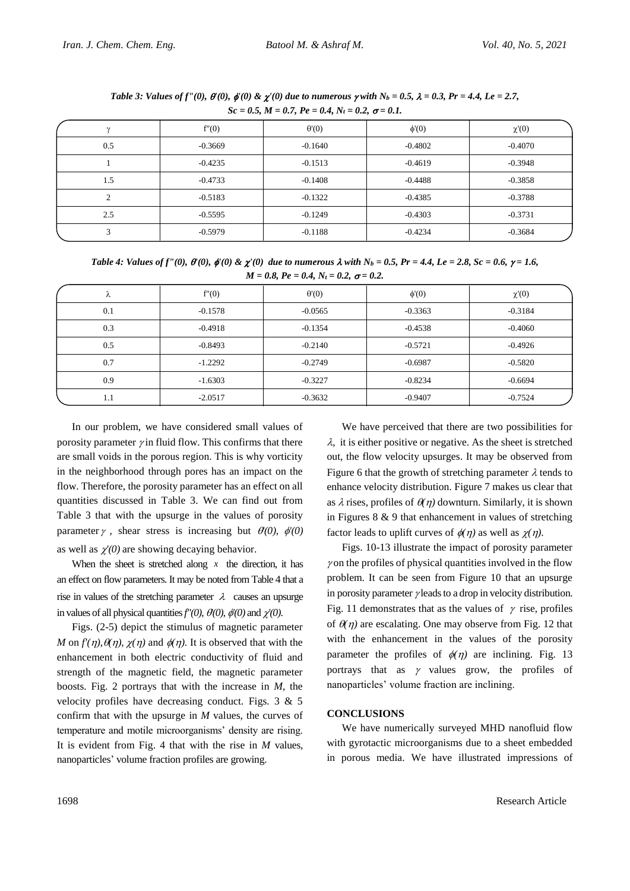**Table 3: Values of $f''(0)$, $\theta'(0)$, $\phi'(0)$ & $\chi'(0)$ due to numerous $\gamma$ with $N_b = 0.5$, $\lambda = 0.3$, $Pr = 4.4$, $Le = 2.7$, $Sc = 0.5$, $M = 0.7$, $Pe = 0.4$, $N_t = 0.2$, $\sigma = 0.1$.**

| $\gamma$ | $f''(0)$ | $\theta'(0)$ | $\phi'(0)$ | $\chi'(0)$ |
|---|---|---|---|---|
| 0.5 | -0.3669 | -0.1640 | -0.4802 | -0.4070 |
| 1 | -0.4235 | -0.1513 | -0.4619 | -0.3948 |
| 1.5 | -0.4733 | -0.1408 | -0.4488 | -0.3858 |
| 2 | -0.5183 | -0.1322 | -0.4385 | -0.3788 |
| 2.5 | -0.5595 | -0.1249 | -0.4303 | -0.3731 |
| 3 | -0.5979 | -0.1188 | -0.4234 | -0.3684 |

**Table 4: Values of $f''(0)$, $\theta'(0)$, $\phi'(0)$ & $\chi'(0)$ due to numerous $\lambda$ with $N_b = 0.5$, $Pr = 4.4$, $Le = 2.8$, $Sc = 0.6$, $\gamma = 1.6$, $M = 0.8$, $Pe = 0.4$, $N_t = 0.2$, $\sigma = 0.2$.**

| $\lambda$ | $f''(0)$ | $\theta'(0)$ | $\phi'(0)$ | $\chi'(0)$ |
|---|---|---|---|---|
| 0.1 | -0.1578 | -0.0565 | -0.3363 | -0.3184 |
| 0.3 | -0.4918 | -0.1354 | -0.4538 | -0.4060 |
| 0.5 | -0.8493 | -0.2140 | -0.5721 | -0.4926 |
| 0.7 | -1.2292 | -0.2749 | -0.6987 | -0.5820 |
| 0.9 | -1.6303 | -0.3227 | -0.8234 | -0.6694 |
| 1.1 | -2.0517 | -0.3632 | -0.9407 | -0.7524 |

In our problem, we have considered small values of porosity parameter $\gamma$ in fluid flow. This confirms that there are small voids in the porous region. This is why vorticity in the neighborhood through pores has an impact on the flow. Therefore, the porosity parameter has an effect on all quantities discussed in Table 3. We can find out from Table 3 that with the upsurge in the values of porosity parameter $\gamma$, shear stress is increasing but $\theta'(0)$, $\phi'(0)$ as well as $\chi'(0)$ are showing decaying behavior.

When the sheet is stretched along $x$ the direction, it has an effect on flow parameters. It may be noted from Table 4 that a rise in values of the stretching parameter $\lambda$ causes an upsurge in values of all physical quantities $f''(0)$, $\theta(0)$, $\phi(0)$ and $\chi'(0)$.

Figs. (2-5) depict the stimulus of magnetic parameter $M$ on $f'(\eta)$, $\theta(\eta)$, $\chi(\eta)$ and $\phi(\eta)$. It is observed that with the enhancement in both electric conductivity of fluid and strength of the magnetic field, the magnetic parameter boosts. Fig. 2 portrays that with the increase in $M$, the velocity profiles have decreasing conduct. Figs. 3 & 5 confirm that with the upsurge in $M$ values, the curves of temperature and motile microorganisms' density are rising. It is evident from Fig. 4 that with the rise in $M$ values, nanoparticles' volume fraction profiles are growing.

We have perceived that there are two possibilities for $\lambda$, it is either positive or negative. As the sheet is stretched out, the flow velocity upsurges. It may be observed from Figure 6 that the growth of stretching parameter $\lambda$ tends to enhance velocity distribution. Figure 7 makes us clear that as $\lambda$ rises, profiles of $\theta(\eta)$ downturn. Similarly, it is shown in Figures 8 & 9 that enhancement in values of stretching factor leads to uplift curves of $\phi(\eta)$ as well as $\chi(\eta)$.

Figs. 10-13 illustrate the impact of porosity parameter $\gamma$ on the profiles of physical quantities involved in the flow problem. It can be seen from Figure 10 that an upsurge in porosity parameter $\gamma$ leads to a drop in velocity distribution. Fig. 11 demonstrates that as the values of $\gamma$ rise, profiles of $\theta(\eta)$ are escalating. One may observe from Fig. 12 that with the enhancement in the values of the porosity parameter the profiles of $\phi(\eta)$ are inclining. Fig. 13 portrays that as $\gamma$ values grow, the profiles of nanoparticles' volume fraction are inclining.

## CONCLUSIONS

We have numerically surveyed MHD nanofluid flow with gyrotactic microorganisms due to a sheet embedded in porous media. We have illustrated impressions of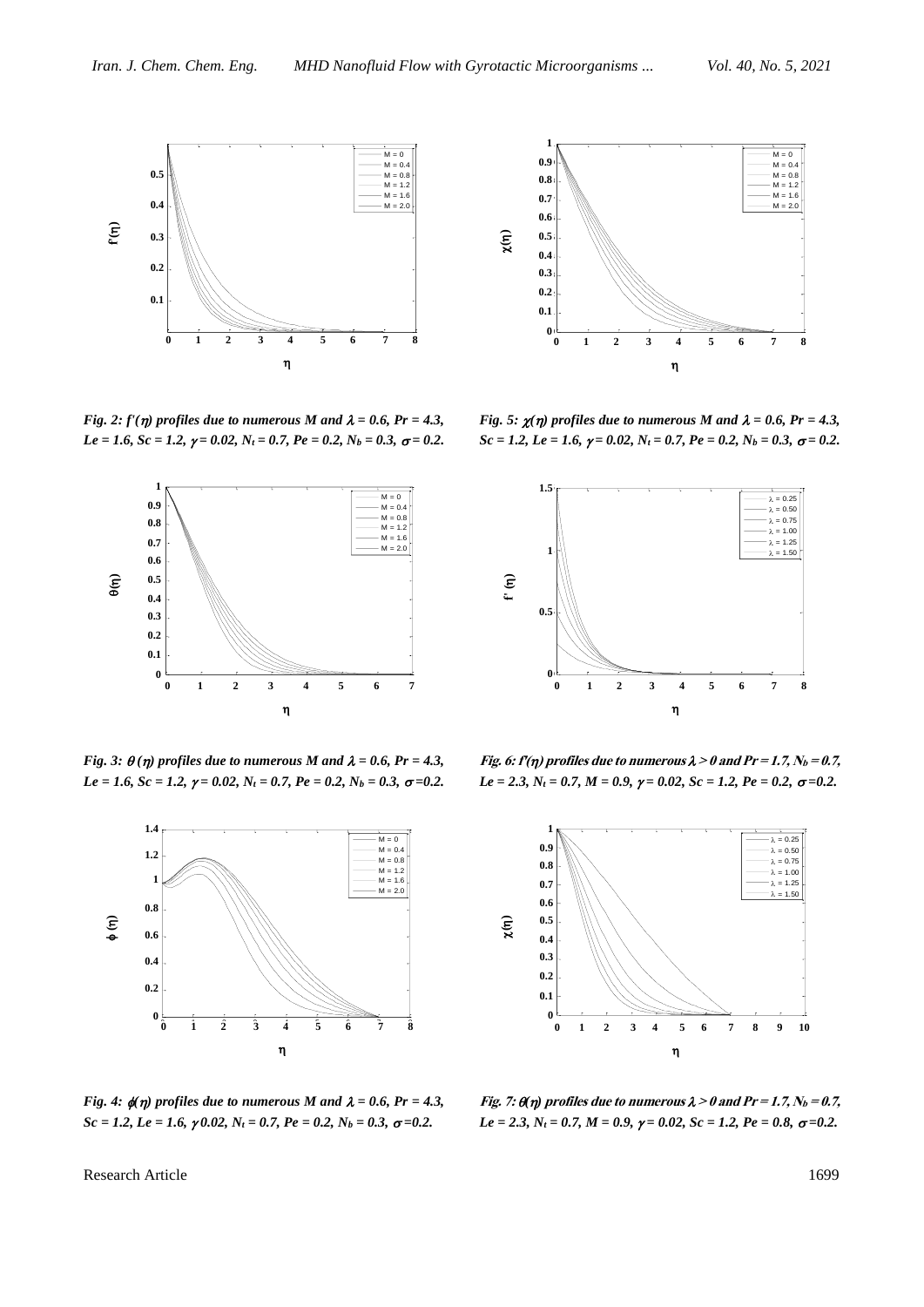*Fig. 2: $f'(\eta)$ profiles due to numerous M and $\lambda = 0.6$, $Pr = 4.3$, $Le = 1.6$, $Sc = 1.2$, $\gamma = 0.02$, $N_t = 0.7$, $Pe = 0.2$, $N_b = 0.3$, $\sigma = 0.2$.*

*Fig. 3: $\theta(\eta)$ profiles due to numerous M and $\lambda = 0.6$, $Pr = 4.3$, $Le = 1.6$, $Sc = 1.2$, $\gamma = 0.02$, $N_t = 0.7$, $Pe = 0.2$, $N_b = 0.3$, $\sigma = 0.2$.*

*Fig. 4: $\phi(\eta)$ profiles due to numerous M and $\lambda = 0.6$, $Pr = 4.3$, $Sc = 1.2$, $Le = 1.6$, $\gamma$ 0.02, $N_t = 0.7$, $Pe = 0.2$, $N_b = 0.3$, $\sigma = 0.2$.*

*Fig. 5: $\chi(\eta)$ profiles due to numerous M and $\lambda = 0.6$, $Pr = 4.3$, $Sc = 1.2$, $Le = 1.6$, $\gamma = 0.02$, $N_t = 0.7$, $Pe = 0.2$, $N_b = 0.3$, $\sigma = 0.2$.*

*Fig. 6: $f'(\eta)$ profiles due to numerous $\lambda > 0$ and $Pr = 1.7$, $N_b = 0.7$, $Le = 2.3$, $N_t = 0.7$, $M = 0.9$, $\gamma = 0.02$, $Sc = 1.2$, $Pe = 0.2$, $\sigma = 0.2$.*

*Fig. 7: $\theta(\eta)$ profiles due to numerous $\lambda > 0$ and $Pr = 1.7$, $N_b = 0.7$, $Le = 2.3$, $N_t = 0.7$, $M = 0.9$, $\gamma = 0.02$, $Sc = 1.2$, $Pe = 0.8$, $\sigma = 0.2$.*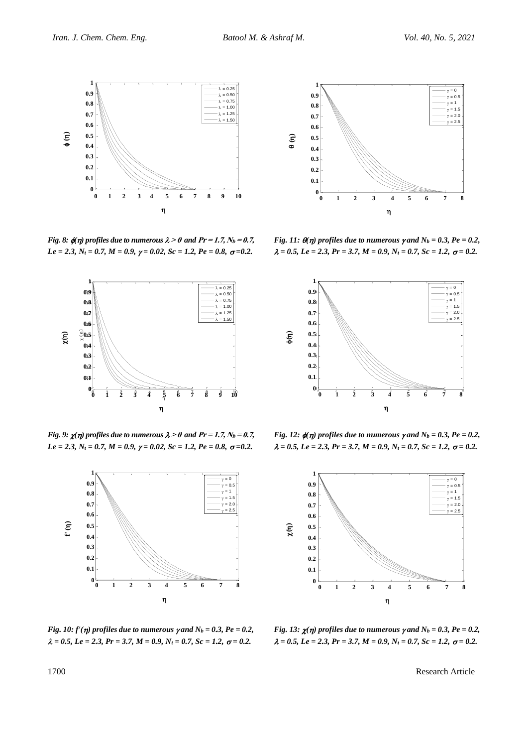Fig. 8: $\phi(\eta)$ profiles due to numerous $\lambda > 0$ and $Pr = 1.7$, $N_b = 0.7$, $Le = 2.3$, $N_t = 0.7$, $M = 0.9$, $\gamma = 0.02$, $Sc = 1.2$, $Pe = 0.8$, $\sigma = 0.2$.

Fig. 11: $\theta(\eta)$ profiles due to numerous $\gamma$ and $N_b = 0.3$, $Pe = 0.2$, $\lambda = 0.5$, $Le = 2.3$, $Pr = 3.7$, $M = 0.9$, $N_t = 0.7$, $Sc = 1.2$, $\sigma = 0.2$.

Fig. 9: $\chi(\eta)$ profiles due to numerous $\lambda > 0$ and $Pr = 1.7$, $N_b = 0.7$, $Le = 2.3$, $N_t = 0.7$, $M = 0.9$, $\gamma = 0.02$, $Sc = 1.2$, $Pe = 0.8$, $\sigma = 0.2$.

Fig. 12: $\phi(\eta)$ profiles due to numerous $\gamma$ and $N_b = 0.3$, $Pe = 0.2$, $\lambda = 0.5$, $Le = 2.3$, $Pr = 3.7$, $M = 0.9$, $N_t = 0.7$, $Sc = 1.2$, $\sigma = 0.2$.

Fig. 10: $f'(\eta)$ profiles due to numerous $\gamma$ and $N_b = 0.3$, $Pe = 0.2$, $\lambda = 0.5$, $Le = 2.3$, $Pr = 3.7$, $M = 0.9$, $N_t = 0.7$, $Sc = 1.2$, $\sigma = 0.2$.

Fig. 13: $\chi(\eta)$ profiles due to numerous $\gamma$ and $N_b = 0.3$, $Pe = 0.2$, $\lambda = 0.5$, $Le = 2.3$, $Pr = 3.7$, $M = 0.9$, $N_t = 0.7$, $Sc = 1.2$, $\sigma = 0.2$.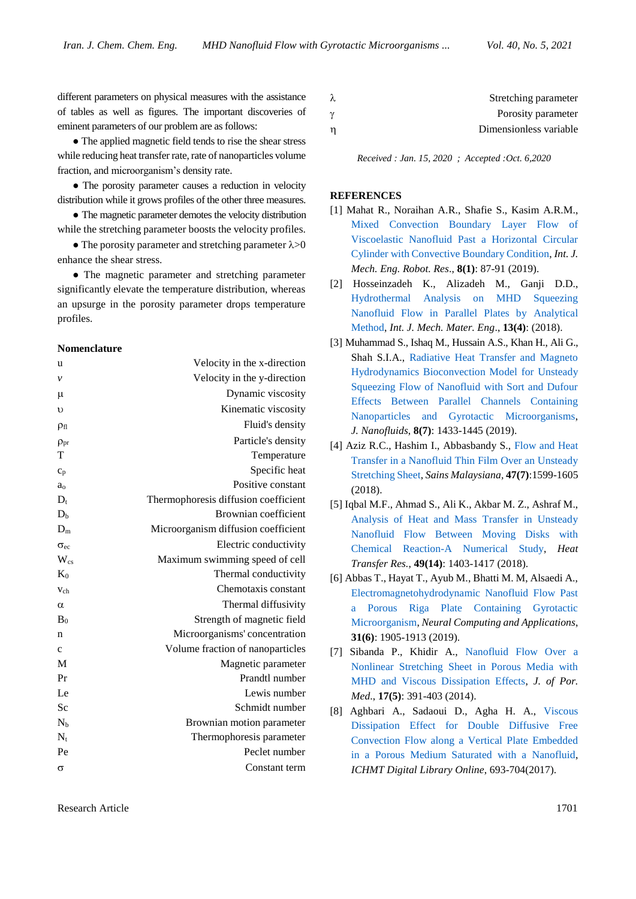different parameters on physical measures with the assistance of tables as well as figures. The important discoveries of eminent parameters of our problem are as follows:

- The applied magnetic field tends to rise the shear stress while reducing heat transfer rate, rate of nanoparticles volume fraction, and microorganism's density rate.
- The porosity parameter causes a reduction in velocity distribution while it grows profiles of the other three measures.
- The magnetic parameter demotes the velocity distribution while the stretching parameter boosts the velocity profiles.
- The porosity parameter and stretching parameter $\lambda>0$ enhance the shear stress.
- The magnetic parameter and stretching parameter significantly elevate the temperature distribution, whereas an upsurge in the porosity parameter drops temperature profiles.

## Nomenclature

| Symbol | Description |
|---|---|
| $u$ | Velocity in the x-direction |
| $v$ | Velocity in the y-direction |
| $\mu$ | Dynamic viscosity |
| $\upsilon$ | Kinematic viscosity |
| $\rho_{fl}$ | Fluid's density |
| $\rho_{pr}$ | Particle's density |
| $T$ | Temperature |
| $c_p$ | Specific heat |
| $a_o$ | Positive constant |
| $D_t$ | Thermophoresis diffusion coefficient |
| $D_b$ | Brownian coefficient |
| $D_m$ | Microorganism diffusion coefficient |
| $\sigma_{ec}$ | Electric conductivity |
| $W_{cs}$ | Maximum swimming speed of cell |
| $K_0$ | Thermal conductivity |
| $v_{ch}$ | Chemotaxis constant |
| $\alpha$ | Thermal diffusivity |
| $B_0$ | Strength of magnetic field |
| $n$ | Microorganisms' concentration |
| $c$ | Volume fraction of nanoparticles |
| $M$ | Magnetic parameter |
| $Pr$ | Prandtl number |
| $Le$ | Lewis number |
| $Sc$ | Schmidt number |
| $N_b$ | Brownian motion parameter |
| $N_t$ | Thermophoresis parameter |
| $Pe$ | Peclet number |
| $\sigma$ | Constant term |
| $\lambda$ | Stretching parameter |
| $\gamma$ | Porosity parameter |
| $\eta$ | Dimensionless variable |

*Received : Jan. 15, 2020 ; Accepted :Oct. 6,2020*

## REFERENCES

[1] Mahat R., Noraihan A.R., Shafie S., Kasim A.R.M., Mixed Convection Boundary Layer Flow of Viscoelastic Nanofluid Past a Horizontal Circular Cylinder with Convective Boundary Condition, *Int. J. Mech. Eng. Robot. Res.*, **8(1)**: 87-91 (2019).

[2] Hosseinzadeh K., Alizadeh M., Ganji D.D., Hydrothermal Analysis on MHD Squeezing Nanofluid Flow in Parallel Plates by Analytical Method, *Int. J. Mech. Mater. Eng*., **13(4)**: (2018).

[3] Muhammad S., Ishaq M., Hussain A.S., Khan H., Ali G., Shah S.I.A., Radiative Heat Transfer and Magneto Hydrodynamics Bioconvection Model for Unsteady Squeezing Flow of Nanofluid with Sort and Dufour Effects Between Parallel Channels Containing Nanoparticles and Gyrotactic Microorganisms, *J. Nanofluids*, **8(7)**: 1433-1445 (2019).

[4] Aziz R.C., Hashim I., Abbasbandy S., Flow and Heat Transfer in a Nanofluid Thin Film Over an Unsteady Stretching Sheet, *Sains Malaysiana*, **47(7)**:1599-1605 (2018).

[5] Iqbal M.F., Ahmad S., Ali K., Akbar M. Z., Ashraf M., Analysis of Heat and Mass Transfer in Unsteady Nanofluid Flow Between Moving Disks with Chemical Reaction-A Numerical Study, *Heat Transfer Res.*, **49(14)**: 1403-1417 (2018).

[6] Abbas T., Hayat T., Ayub M., Bhatti M. M, Alsaedi A., Electromagnetohydrodynamic Nanofluid Flow Past a Porous Riga Plate Containing Gyrotactic Microorganism, *Neural Computing and Applications*, **31(6)**: 1905-1913 (2019).

[7] Sibanda P., Khidir A., Nanofluid Flow Over a Nonlinear Stretching Sheet in Porous Media with MHD and Viscous Dissipation Effects, *J. of Por. Med.*, **17(5)**: 391-403 (2014).

[8] Aghbari A., Sadaoui D., Agha H. A., Viscous Dissipation Effect for Double Diffusive Free Convection Flow along a Vertical Plate Embedded in a Porous Medium Saturated with a Nanofluid, *ICHMT Digital Library Online*, 693-704(2017).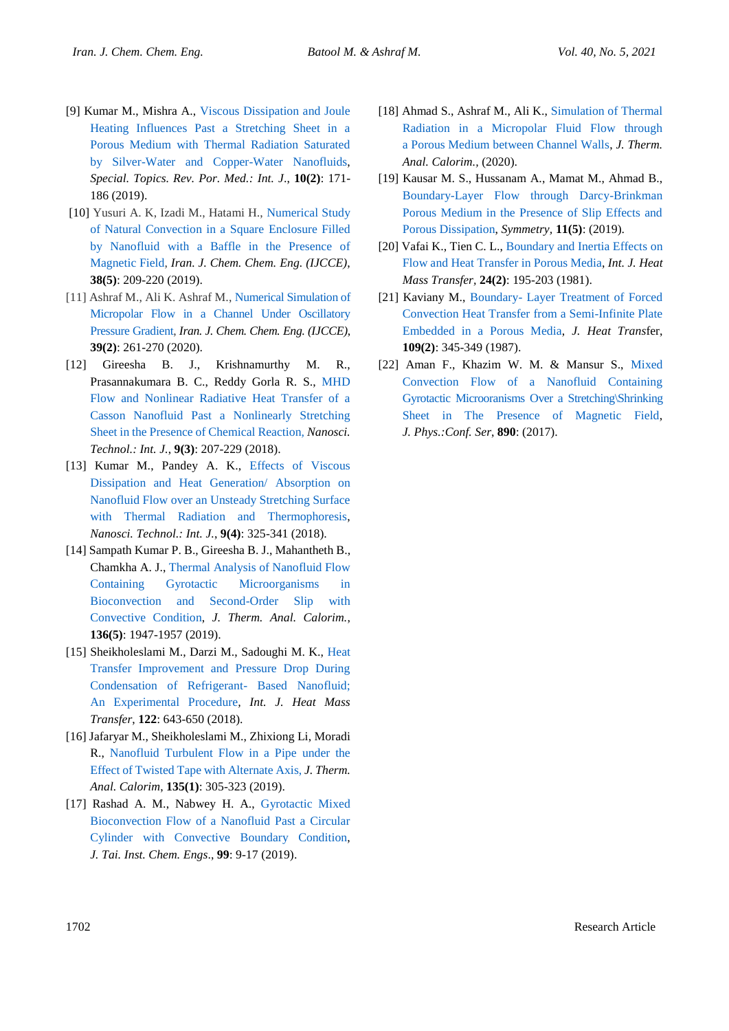[9] Kumar M., Mishra A., Viscous Dissipation and Joule Heating Influences Past a Stretching Sheet in a Porous Medium with Thermal Radiation Saturated by Silver-Water and Copper-Water Nanofluids, *Special. Topics. Rev. Por. Med.: Int. J.*, **10(2)**: 171-186 (2019).

[10] Yusuri A. K, Izadi M., Hatami H., Numerical Study of Natural Convection in a Square Enclosure Filled by Nanofluid with a Baffle in the Presence of Magnetic Field, *Iran. J. Chem. Chem. Eng. (IJCCE)*, **38(5)**: 209-220 (2019).

[11] Ashraf M., Ali K. Ashraf M., Numerical Simulation of Micropolar Flow in a Channel Under Oscillatory Pressure Gradient, *Iran. J. Chem. Chem. Eng. (IJCCE)*, **39(2)**: 261-270 (2020).

[12] Gireesha B. J., Krishnamurthy M. R., Prasannakumara B. C., Reddy Gorla R. S., MHD Flow and Nonlinear Radiative Heat Transfer of a Casson Nanofluid Past a Nonlinearly Stretching Sheet in the Presence of Chemical Reaction, *Nanosci. Technol.: Int. J.*, **9(3)**: 207-229 (2018).

[13] Kumar M., Pandey A. K., Effects of Viscous Dissipation and Heat Generation/ Absorption on Nanofluid Flow over an Unsteady Stretching Surface with Thermal Radiation and Thermophoresis, *Nanosci. Technol.: Int. J.*, **9(4)**: 325-341 (2018).

[14] Sampath Kumar P. B., Gireesha B. J., Mahantheth B., Chamkha A. J., Thermal Analysis of Nanofluid Flow Containing Gyrotactic Microorganisms in Bioconvection and Second-Order Slip with Convective Condition, *J. Therm. Anal. Calorim.*, **136(5)**: 1947-1957 (2019).

[15] Sheikholeslami M., Darzi M., Sadoughi M. K., Heat Transfer Improvement and Pressure Drop During Condensation of Refrigerant- Based Nanofluid; An Experimental Procedure, *Int. J. Heat Mass Transfer*, **122**: 643-650 (2018).

[16] Jafaryar M., Sheikholeslami M., Zhixiong Li, Moradi R., Nanofluid Turbulent Flow in a Pipe under the Effect of Twisted Tape with Alternate Axis, *J. Therm. Anal. Calorim*, **135(1)**: 305-323 (2019).

[17] Rashad A. M., Nabwey H. A., Gyrotactic Mixed Bioconvection Flow of a Nanofluid Past a Circular Cylinder with Convective Boundary Condition, *J. Tai. Inst. Chem. Engs.*, **99**: 9-17 (2019).

[18] Ahmad S., Ashraf M., Ali K., Simulation of Thermal Radiation in a Micropolar Fluid Flow through a Porous Medium between Channel Walls, *J. Therm. Anal. Calorim.*, (2020).

[19] Kausar M. S., Hussanam A., Mamat M., Ahmad B., Boundary-Layer Flow through Darcy-Brinkman Porous Medium in the Presence of Slip Effects and Porous Dissipation, *Symmetry*, **11(5)**: (2019).

[20] Vafai K., Tien C. L., Boundary and Inertia Effects on Flow and Heat Transfer in Porous Media, *Int. J. Heat Mass Transfer*, **24(2)**: 195-203 (1981).

[21] Kaviany M., Boundary- Layer Treatment of Forced Convection Heat Transfer from a Semi-Infinite Plate Embedded in a Porous Media, *J. Heat Trans*fer, **109(2)**: 345-349 (1987).

[22] Aman F., Khazim W. M. & Mansur S., Mixed Convection Flow of a Nanofluid Containing Gyrotactic Microoranisms Over a Stretching\Shrinking Sheet in The Presence of Magnetic Field, *J. Phys.:Conf. Ser*, **890**: (2017).